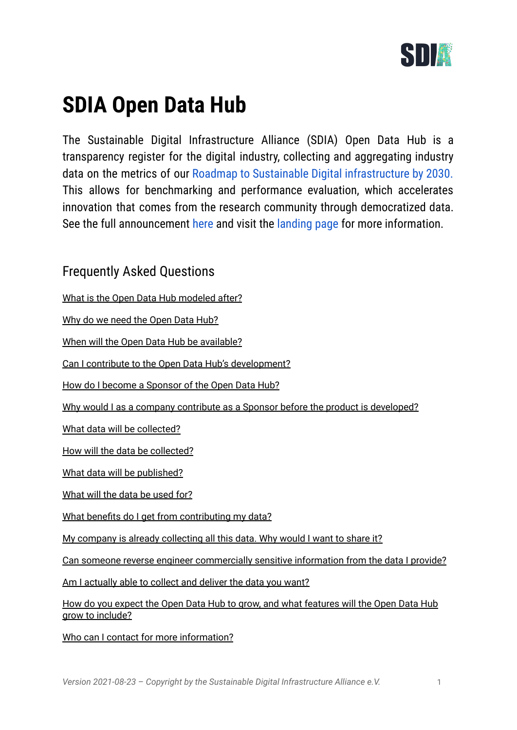# SDIA Open Data Hub

The Sustainable Digital Infrastructure Alliance (SDIA) Open Data Hub is a transparency register for the digital industry, collecting and aggregating industry data on the metrics of our Roadmap to Sustainable Digital infrastructure by 2030. This allows for benchmarking and performance evaluation, which accelerates innovation that comes from the research community through democratized data. See the full announcement here and visit the landing page for more information.

## Frequently Asked Questions

What is the Open Data Hub modeled after?

Why do we need the Open Data Hub?

When will the Open Data Hub be available?

Can I contribute to the Open Data Hub's development?

How do I become a Sponsor of the Open Data Hub?

Why would I as a company contribute as a Sponsor before the product is developed?

What data will be collected?

How will the data be collected?

What data will be published?

What will the data be used for?

What benefits do I get from contributing my data?

My company is already collecting all this data. Why would I want to share it?

Can someone reverse engineer commercially sensitive information from the data I provide?

Am I actually able to collect and deliver the data you want?

How do you expect the Open Data Hub to grow, and what features will the Open Data Hub grow to include?

Who can I contact for more information?

*Version 2021-08-23 – Copyright by the Sustainable Digital Infrastructure Alliance e.V.*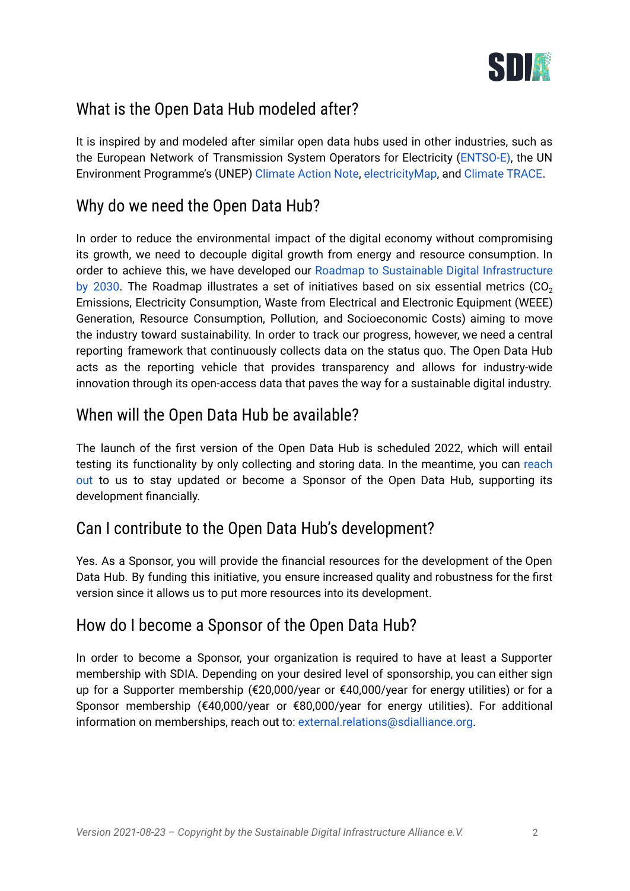## What is the Open Data Hub modeled after?

It is inspired by and modeled after similar open data hubs used in other industries, such as the European Network of Transmission System Operators for Electricity (ENTSO-E), the UN Environment Programme's (UNEP) Climate Action Note, electricityMap, and Climate TRACE.

## Why do we need the Open Data Hub?

In order to reduce the environmental impact of the digital economy without compromising its growth, we need to decouple digital growth from energy and resource consumption. In order to achieve this, we have developed our Roadmap to Sustainable Digital Infrastructure by 2030. The Roadmap illustrates a set of initiatives based on six essential metrics ($CO_2$ Emissions, Electricity Consumption, Waste from Electrical and Electronic Equipment (WEEE) Generation, Resource Consumption, Pollution, and Socioeconomic Costs) aiming to move the industry toward sustainability. In order to track our progress, however, we need a central reporting framework that continuously collects data on the status quo. The Open Data Hub acts as the reporting vehicle that provides transparency and allows for industry-wide innovation through its open-access data that paves the way for a sustainable digital industry.

## When will the Open Data Hub be available?

The launch of the first version of the Open Data Hub is scheduled 2022, which will entail testing its functionality by only collecting and storing data. In the meantime, you can reach out to us to stay updated or become a Sponsor of the Open Data Hub, supporting its development financially.

## Can I contribute to the Open Data Hub's development?

Yes. As a Sponsor, you will provide the financial resources for the development of the Open Data Hub. By funding this initiative, you ensure increased quality and robustness for the first version since it allows us to put more resources into its development.

## How do I become a Sponsor of the Open Data Hub?

In order to become a Sponsor, your organization is required to have at least a Supporter membership with SDIA. Depending on your desired level of sponsorship, you can either sign up for a Supporter membership (€20,000/year or €40,000/year for energy utilities) or for a Sponsor membership (€40,000/year or €80,000/year for energy utilities). For additional information on memberships, reach out to: external.relations@sdialliance.org.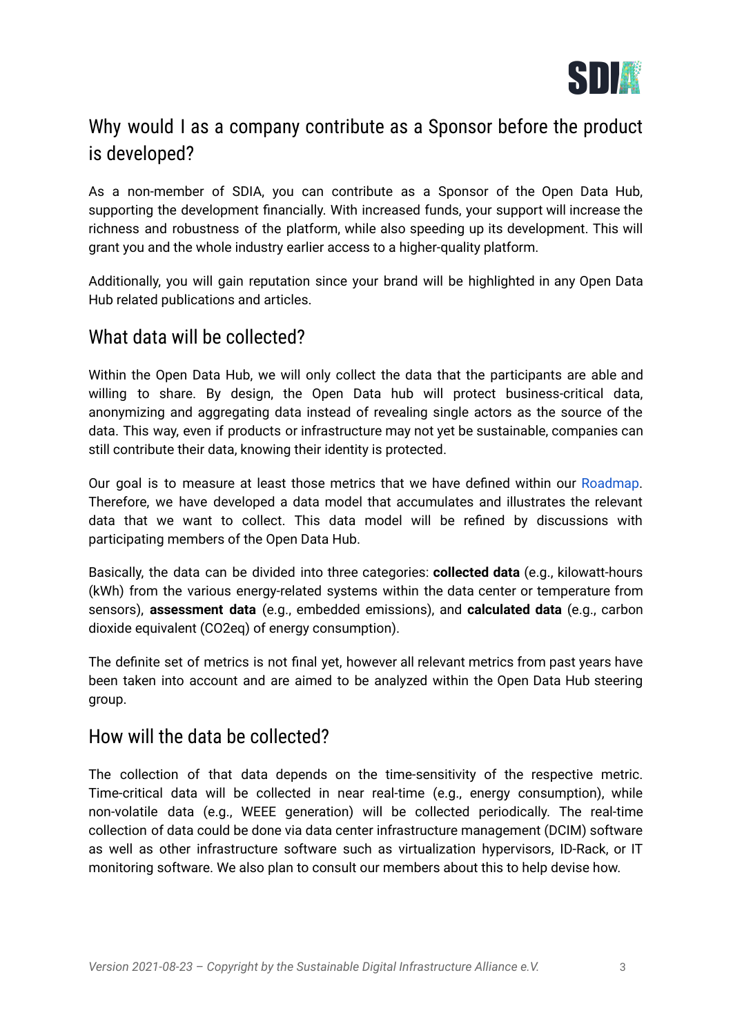## Why would I as a company contribute as a Sponsor before the product is developed?

As a non-member of SDIA, you can contribute as a Sponsor of the Open Data Hub, supporting the development financially. With increased funds, your support will increase the richness and robustness of the platform, while also speeding up its development. This will grant you and the whole industry earlier access to a higher-quality platform.

Additionally, you will gain reputation since your brand will be highlighted in any Open Data Hub related publications and articles.

## What data will be collected?

Within the Open Data Hub, we will only collect the data that the participants are able and willing to share. By design, the Open Data hub will protect business-critical data, anonymizing and aggregating data instead of revealing single actors as the source of the data. This way, even if products or infrastructure may not yet be sustainable, companies can still contribute their data, knowing their identity is protected.

Our goal is to measure at least those metrics that we have defined within our Roadmap. Therefore, we have developed a data model that accumulates and illustrates the relevant data that we want to collect. This data model will be refined by discussions with participating members of the Open Data Hub.

Basically, the data can be divided into three categories: **collected data** (e.g., kilowatt-hours (kWh) from the various energy-related systems within the data center or temperature from sensors), **assessment data** (e.g., embedded emissions), and **calculated data** (e.g., carbon dioxide equivalent ($CO_2eq$) of energy consumption).

The definite set of metrics is not final yet, however all relevant metrics from past years have been taken into account and are aimed to be analyzed within the Open Data Hub steering group.

## How will the data be collected?

The collection of that data depends on the time-sensitivity of the respective metric. Time-critical data will be collected in near real-time (e.g., energy consumption), while non-volatile data (e.g., WEEE generation) will be collected periodically. The real-time collection of data could be done via data center infrastructure management (DCIM) software as well as other infrastructure software such as virtualization hypervisors, ID-Rack, or IT monitoring software. We also plan to consult our members about this to help devise how.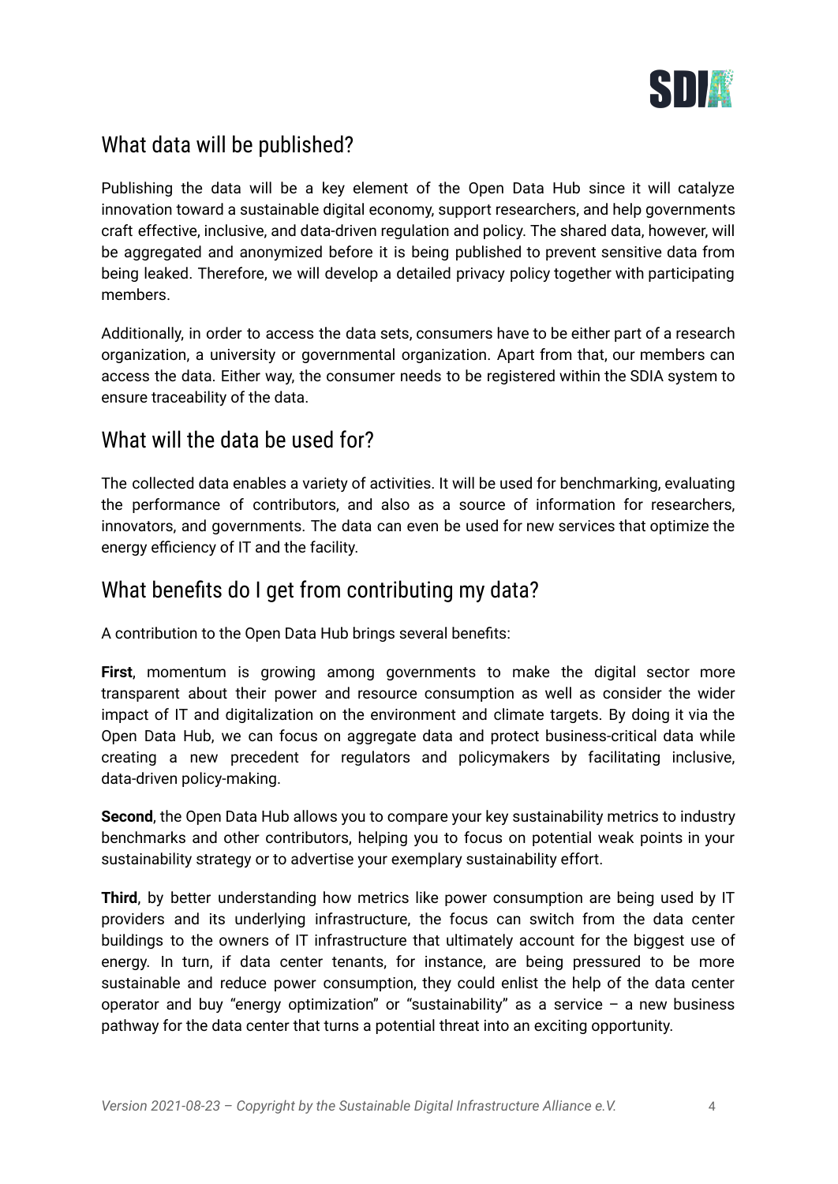## What data will be published?

Publishing the data will be a key element of the Open Data Hub since it will catalyze innovation toward a sustainable digital economy, support researchers, and help governments craft effective, inclusive, and data-driven regulation and policy. The shared data, however, will be aggregated and anonymized before it is being published to prevent sensitive data from being leaked. Therefore, we will develop a detailed privacy policy together with participating members.

Additionally, in order to access the data sets, consumers have to be either part of a research organization, a university or governmental organization. Apart from that, our members can access the data. Either way, the consumer needs to be registered within the SDIA system to ensure traceability of the data.

## What will the data be used for?

The collected data enables a variety of activities. It will be used for benchmarking, evaluating the performance of contributors, and also as a source of information for researchers, innovators, and governments. The data can even be used for new services that optimize the energy efficiency of IT and the facility.

## What benefits do I get from contributing my data?

A contribution to the Open Data Hub brings several benefits:

**First**, momentum is growing among governments to make the digital sector more transparent about their power and resource consumption as well as consider the wider impact of IT and digitalization on the environment and climate targets. By doing it via the Open Data Hub, we can focus on aggregate data and protect business-critical data while creating a new precedent for regulators and policymakers by facilitating inclusive, data-driven policy-making.

**Second**, the Open Data Hub allows you to compare your key sustainability metrics to industry benchmarks and other contributors, helping you to focus on potential weak points in your sustainability strategy or to advertise your exemplary sustainability effort.

**Third**, by better understanding how metrics like power consumption are being used by IT providers and its underlying infrastructure, the focus can switch from the data center buildings to the owners of IT infrastructure that ultimately account for the biggest use of energy. In turn, if data center tenants, for instance, are being pressured to be more sustainable and reduce power consumption, they could enlist the help of the data center operator and buy "energy optimization" or "sustainability" as a service – a new business pathway for the data center that turns a potential threat into an exciting opportunity.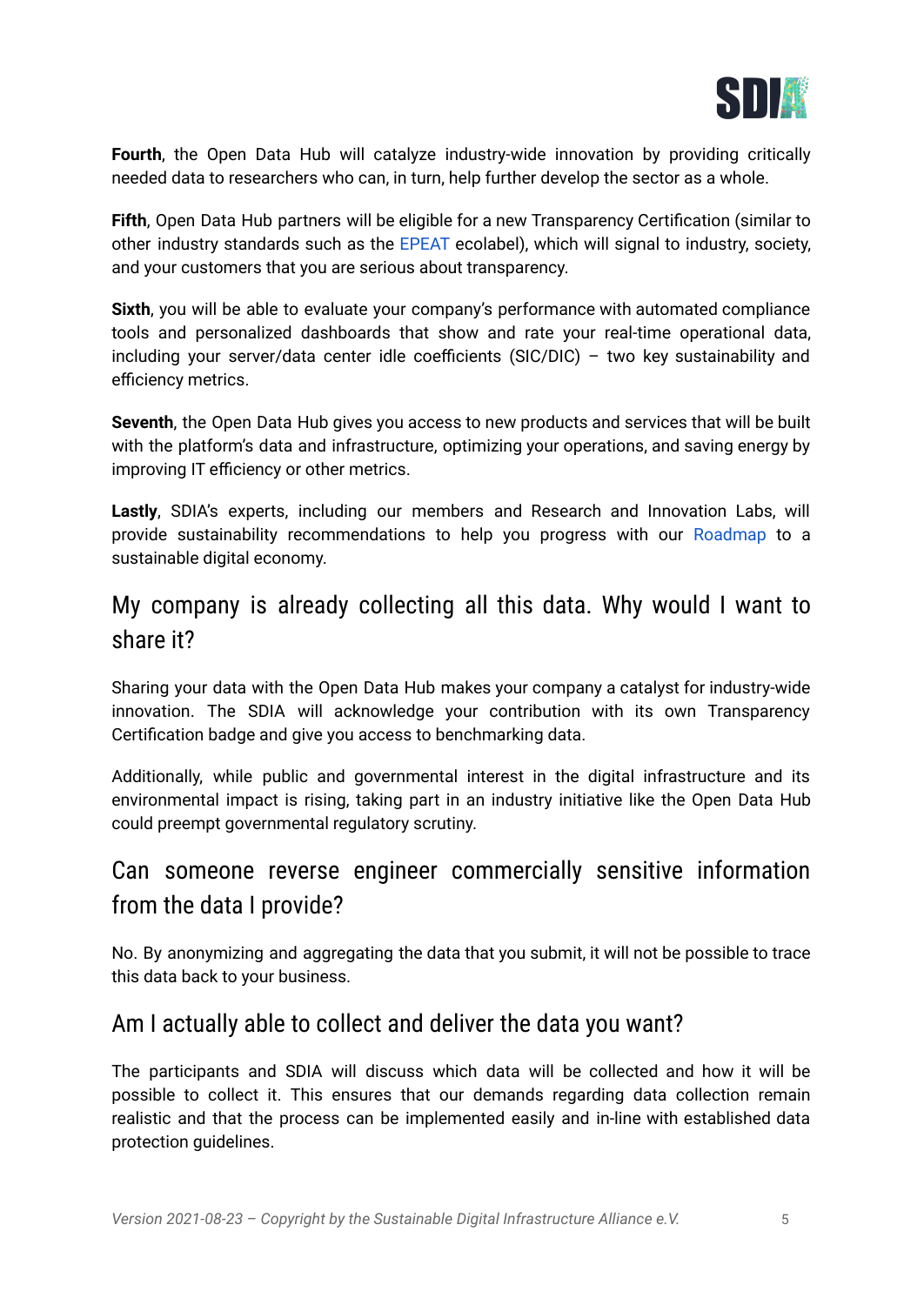**Fourth**, the Open Data Hub will catalyze industry-wide innovation by providing critically needed data to researchers who can, in turn, help further develop the sector as a whole.

**Fifth**, Open Data Hub partners will be eligible for a new Transparency Certification (similar to other industry standards such as the EPEAT ecolabel), which will signal to industry, society, and your customers that you are serious about transparency.

**Sixth**, you will be able to evaluate your company's performance with automated compliance tools and personalized dashboards that show and rate your real-time operational data, including your server/data center idle coefficients (SIC/DIC) – two key sustainability and efficiency metrics.

**Seventh**, the Open Data Hub gives you access to new products and services that will be built with the platform's data and infrastructure, optimizing your operations, and saving energy by improving IT efficiency or other metrics.

**Lastly**, SDIA's experts, including our members and Research and Innovation Labs, will provide sustainability recommendations to help you progress with our Roadmap to a sustainable digital economy.

## My company is already collecting all this data. Why would I want to share it?

Sharing your data with the Open Data Hub makes your company a catalyst for industry-wide innovation. The SDIA will acknowledge your contribution with its own Transparency Certification badge and give you access to benchmarking data.

Additionally, while public and governmental interest in the digital infrastructure and its environmental impact is rising, taking part in an industry initiative like the Open Data Hub could preempt governmental regulatory scrutiny.

## Can someone reverse engineer commercially sensitive information from the data I provide?

No. By anonymizing and aggregating the data that you submit, it will not be possible to trace this data back to your business.

## Am I actually able to collect and deliver the data you want?

The participants and SDIA will discuss which data will be collected and how it will be possible to collect it. This ensures that our demands regarding data collection remain realistic and that the process can be implemented easily and in-line with established data protection guidelines.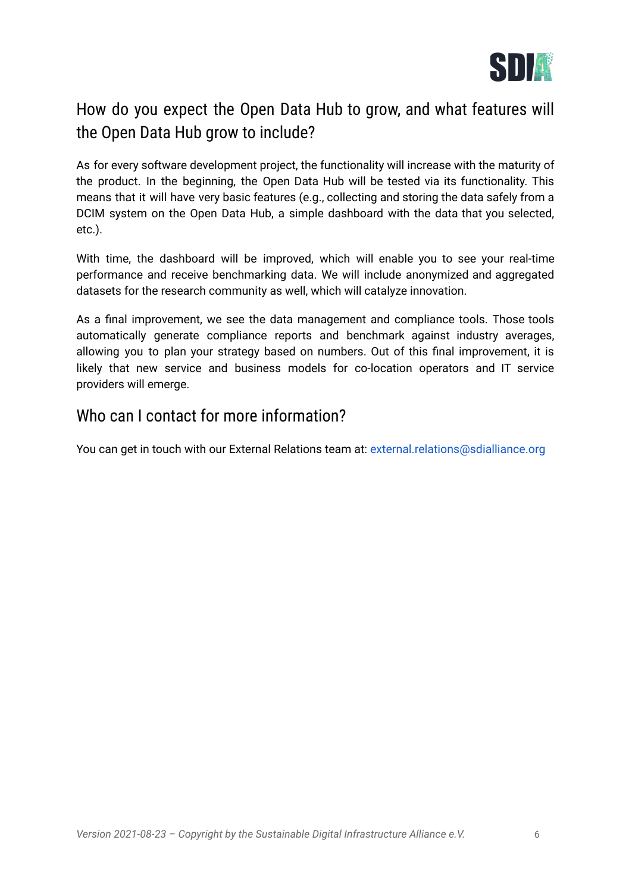## How do you expect the Open Data Hub to grow, and what features will the Open Data Hub grow to include?

As for every software development project, the functionality will increase with the maturity of the product. In the beginning, the Open Data Hub will be tested via its functionality. This means that it will have very basic features (e.g., collecting and storing the data safely from a DCIM system on the Open Data Hub, a simple dashboard with the data that you selected, etc.).

With time, the dashboard will be improved, which will enable you to see your real-time performance and receive benchmarking data. We will include anonymized and aggregated datasets for the research community as well, which will catalyze innovation.

As a final improvement, we see the data management and compliance tools. Those tools automatically generate compliance reports and benchmark against industry averages, allowing you to plan your strategy based on numbers. Out of this final improvement, it is likely that new service and business models for co-location operators and IT service providers will emerge.

## Who can I contact for more information?

You can get in touch with our External Relations team at: external.relations@sdialliance.org